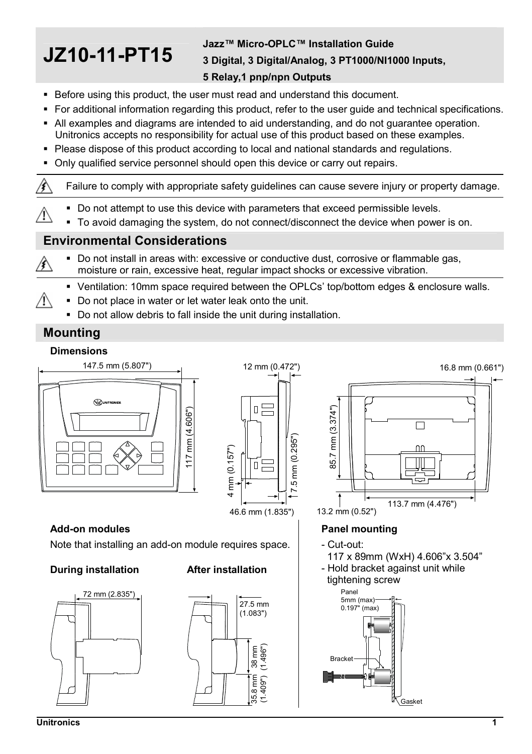# JZ10-11-PT15

**Jazz™ Micro-OPLC™ Installation Guide**
**3 Digital, 3 Digital/Analog, 3 PT1000/NI1000 Inputs, 5 Relay,1 pnp/npn Outputs**

- Before using this product, the user must read and understand this document.
- For additional information regarding this product, refer to the user guide and technical specifications.
- All examples and diagrams are intended to aid understanding, and do not guarantee operation. Unitronics accepts no responsibility for actual use of this product based on these examples.
- Please dispose of this product according to local and national standards and regulations.
- Only qualified service personnel should open this device or carry out repairs.

Failure to comply with appropriate safety guidelines can cause severe injury or property damage.

- Do not attempt to use this device with parameters that exceed permissible levels.
- To avoid damaging the system, do not connect/disconnect the device when power is on.

## Environmental Considerations

- Do not install in areas with: excessive or conductive dust, corrosive or flammable gas, moisture or rain, excessive heat, regular impact shocks or excessive vibration.

- Ventilation: 10mm space required between the OPLCs' top/bottom edges & enclosure walls.
- Do not place in water or let water leak onto the unit.
- Do not allow debris to fall inside the unit during installation.

## Mounting

### Dimensions

147.5 mm (5.807") | 117 mm (4.606") | 12 mm (0.472") | 4 mm (0.157") | 7.5 mm (0.295") | 46.6 mm (1.835") | 16.8 mm (0.661") | 85.7 mm (3.374") | 113.7 mm (4.476") | 13.2 mm (0.52")

### Add-on modules

Note that installing an add-on module requires space.

**During installation**

72 mm (2.835")

**After installation**

27.5 mm (1.083") | 38 mm (1.496") | 35.8 mm (1.409")

### Panel mounting

- Cut-out:
  117 x 89mm (WxH) 4.606"x 3.504"
- Hold bracket against unit while tightening screw

Panel 5mm (max) 0.197" (max) | Bracket | Gasket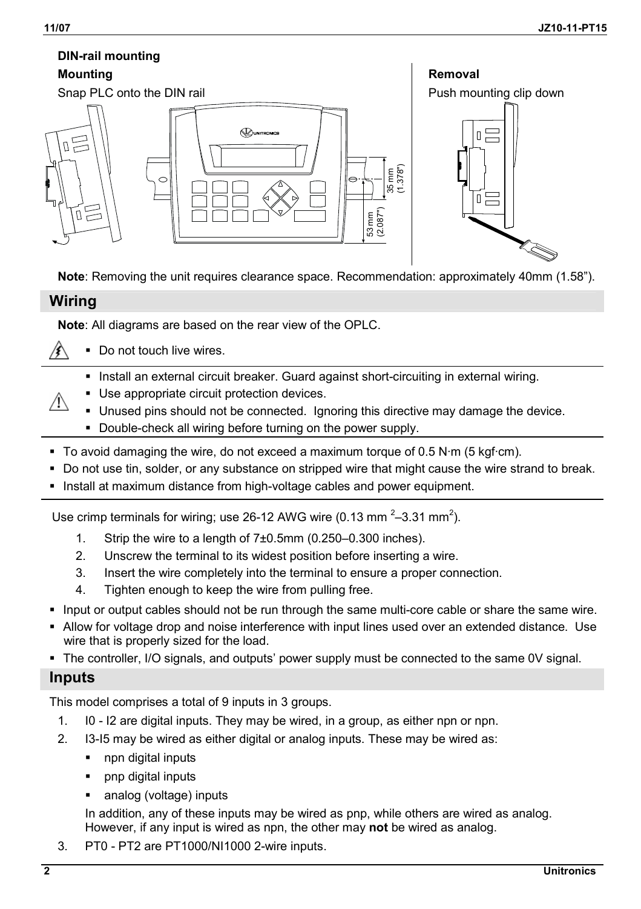**DIN-rail mounting**

**Mounting**

Snap PLC onto the DIN rail

**Removal**

Push mounting clip down

**Note**: Removing the unit requires clearance space. Recommendation: approximately 40mm (1.58").

## Wiring

**Note**: All diagrams are based on the rear view of the OPLC.

- Do not touch live wires.

- Install an external circuit breaker. Guard against short-circuiting in external wiring.
- Use appropriate circuit protection devices.
- Unused pins should not be connected. Ignoring this directive may damage the device.
- Double-check all wiring before turning on the power supply.

- To avoid damaging the wire, do not exceed a maximum torque of 0.5 N·m (5 kgf·cm).
- Do not use tin, solder, or any substance on stripped wire that might cause the wire strand to break.
- Install at maximum distance from high-voltage cables and power equipment.

Use crimp terminals for wiring; use 26-12 AWG wire (0.13 $mm^2$–3.31 $mm^2$).

1. Strip the wire to a length of 7±0.5mm (0.250–0.300 inches).
2. Unscrew the terminal to its widest position before inserting a wire.
3. Insert the wire completely into the terminal to ensure a proper connection.
4. Tighten enough to keep the wire from pulling free.

- Input or output cables should not be run through the same multi-core cable or share the same wire.
- Allow for voltage drop and noise interference with input lines used over an extended distance. Use wire that is properly sized for the load.
- The controller, I/O signals, and outputs' power supply must be connected to the same 0V signal.

## Inputs

This model comprises a total of 9 inputs in 3 groups.

1. I0 - I2 are digital inputs. They may be wired, in a group, as either npn or npn.
2. I3-I5 may be wired as either digital or analog inputs. These may be wired as:
   - npn digital inputs
   - pnp digital inputs
   - analog (voltage) inputs

   In addition, any of these inputs may be wired as pnp, while others are wired as analog. However, if any input is wired as npn, the other may **not** be wired as analog.
3. PT0 - PT2 are PT1000/NI1000 2-wire inputs.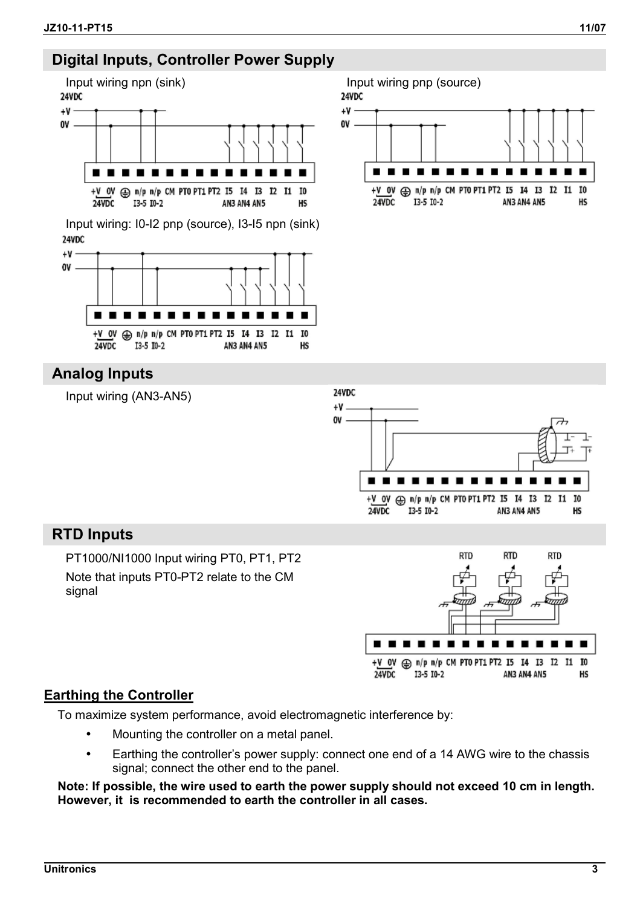## Digital Inputs, Controller Power Supply

Input wiring npn (sink)

Input wiring pnp (source)

Input wiring: I0-I2 pnp (source), I3-I5 npn (sink)

## Analog Inputs

Input wiring (AN3-AN5)

## RTD Inputs

PT1000/NI1000 Input wiring PT0, PT1, PT2

Note that inputs PT0-PT2 relate to the CM signal

### Earthing the Controller

To maximize system performance, avoid electromagnetic interference by:

- Mounting the controller on a metal panel.
- Earthing the controller's power supply: connect one end of a 14 AWG wire to the chassis signal; connect the other end to the panel.

**Note: If possible, the wire used to earth the power supply should not exceed 10 cm in length. However, it is recommended to earth the controller in all cases.**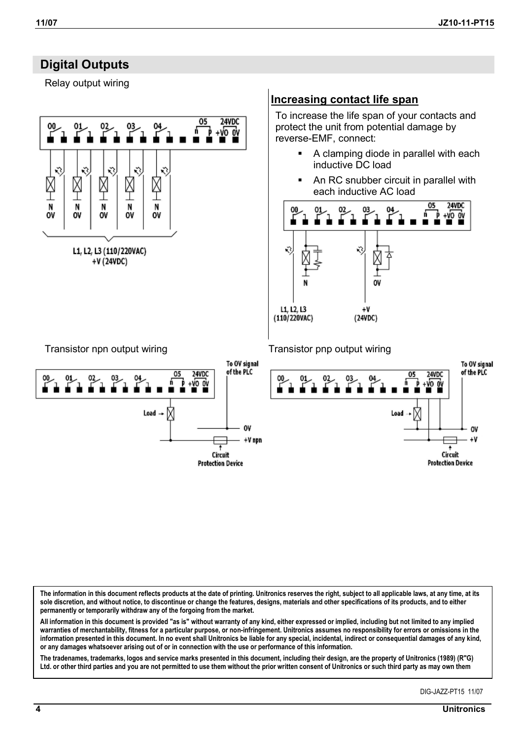## Digital Outputs

Relay output wiring

O0 O1 O2 O3 O4 O5 24VDC
n p +VO 0V

N 0V N 0V N 0V N 0V N 0V

L1, L2, L3 (110/220VAC)
+V (24VDC)

### Increasing contact life span

To increase the life span of your contacts and protect the unit from potential damage by reverse-EMF, connect:

- A clamping diode in parallel with each inductive DC load
- An RC snubber circuit in parallel with each inductive AC load

O0 O1 O2 O3 O4 O5 24VDC
n p +VO 0V

N 0V

L1, L2, L3 (110/220VAC)
+V (24VDC)

Transistor npn output wiring

O0 O1 O2 O3 O4 O5 24VDC
n p +VO 0V

To 0V signal of the PLC

Load

0V
+V npn

Circuit Protection Device

Transistor pnp output wiring

O0 O1 O2 O3 O4 O5 24VDC
n p +VO 0V

To 0V signal of the PLC

Load

0V
+V

Circuit Protection Device

**The information in this document reflects products at the date of printing. Unitronics reserves the right, subject to all applicable laws, at any time, at its sole discretion, and without notice, to discontinue or change the features, designs, materials and other specifications of its products, and to either permanently or temporarily withdraw any of the forgoing from the market.**

**All information in this document is provided "as is" without warranty of any kind, either expressed or implied, including but not limited to any implied warranties of merchantability, fitness for a particular purpose, or non-infringement. Unitronics assumes no responsibility for errors or omissions in the information presented in this document. In no event shall Unitronics be liable for any special, incidental, indirect or consequential damages of any kind, or any damages whatsoever arising out of or in connection with the use or performance of this information.**

**The tradenames, trademarks, logos and service marks presented in this document, including their design, are the property of Unitronics (1989) (R"G) Ltd. or other third parties and you are not permitted to use them without the prior written consent of Unitronics or such third party as may own them**

DIG-JAZZ-PT15 11/07